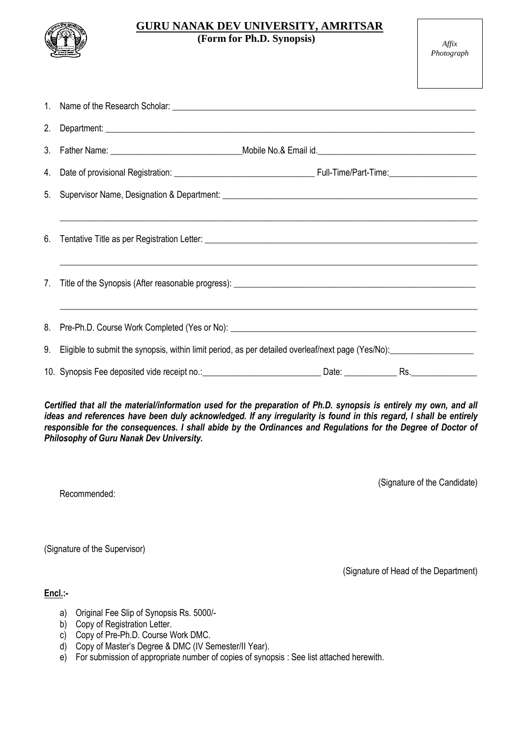# GURU NANAK DEV UNIVERSITY, AMRITSAR

**(Form for Ph.D. Synopsis)**

*Affix Photograph*

1. Name of the Research Scholar: ______________________________
2. Department: ______________________________
3. Father Name: ______________________________ Mobile No.& Email id.______________________________
4. Date of provisional Registration: ______________________________ Full-Time/Part-Time:____________________
5. Supervisor Name, Designation & Department: ______________________________

   ______________________________
6. Tentative Title as per Registration Letter: ______________________________

   ______________________________
7. Title of the Synopsis (After reasonable progress): ______________________________

   ______________________________
8. Pre-Ph.D. Course Work Completed (Yes or No): ______________________________
9. Eligible to submit the synopsis, within limit period, as per detailed overleaf/next page (Yes/No):____________________
10. Synopsis Fee deposited vide receipt no.:____________________ Date: ____________ Rs.______________

***Certified that all the material/information used for the preparation of Ph.D. synopsis is entirely my own, and all ideas and references have been duly acknowledged. If any irregularity is found in this regard, I shall be entirely responsible for the consequences. I shall abide by the Ordinances and Regulations for the Degree of Doctor of Philosophy of Guru Nanak Dev University.***

(Signature of the Candidate)

Recommended:

(Signature of the Supervisor)

(Signature of Head of the Department)

**Encl.:-**

a) Original Fee Slip of Synopsis Rs. 5000/-
b) Copy of Registration Letter.
c) Copy of Pre-Ph.D. Course Work DMC.
d) Copy of Master's Degree & DMC (IV Semester/II Year).
e) For submission of appropriate number of copies of synopsis : See list attached herewith.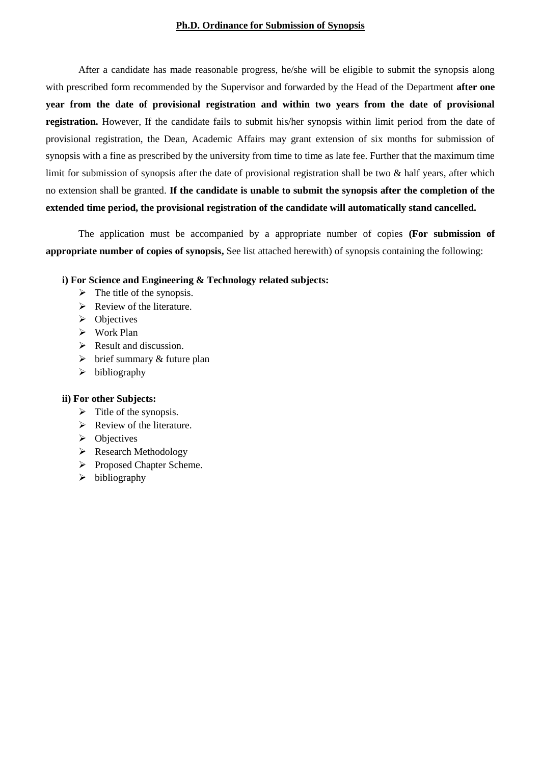## Ph.D. Ordinance for Submission of Synopsis

After a candidate has made reasonable progress, he/she will be eligible to submit the synopsis along with prescribed form recommended by the Supervisor and forwarded by the Head of the Department **after one year from the date of provisional registration and within two years from the date of provisional registration.** However, If the candidate fails to submit his/her synopsis within limit period from the date of provisional registration, the Dean, Academic Affairs may grant extension of six months for submission of synopsis with a fine as prescribed by the university from time to time as late fee. Further that the maximum time limit for submission of synopsis after the date of provisional registration shall be two & half years, after which no extension shall be granted. **If the candidate is unable to submit the synopsis after the completion of the extended time period, the provisional registration of the candidate will automatically stand cancelled.**

The application must be accompanied by a appropriate number of copies **(For submission of appropriate number of copies of synopsis,** See list attached herewith) of synopsis containing the following:

**i) For Science and Engineering & Technology related subjects:**

- The title of the synopsis.
- Review of the literature.
- Objectives
- Work Plan
- Result and discussion.
- brief summary & future plan
- bibliography

**ii) For other Subjects:**

- Title of the synopsis.
- Review of the literature.
- Objectives
- Research Methodology
- Proposed Chapter Scheme.
- bibliography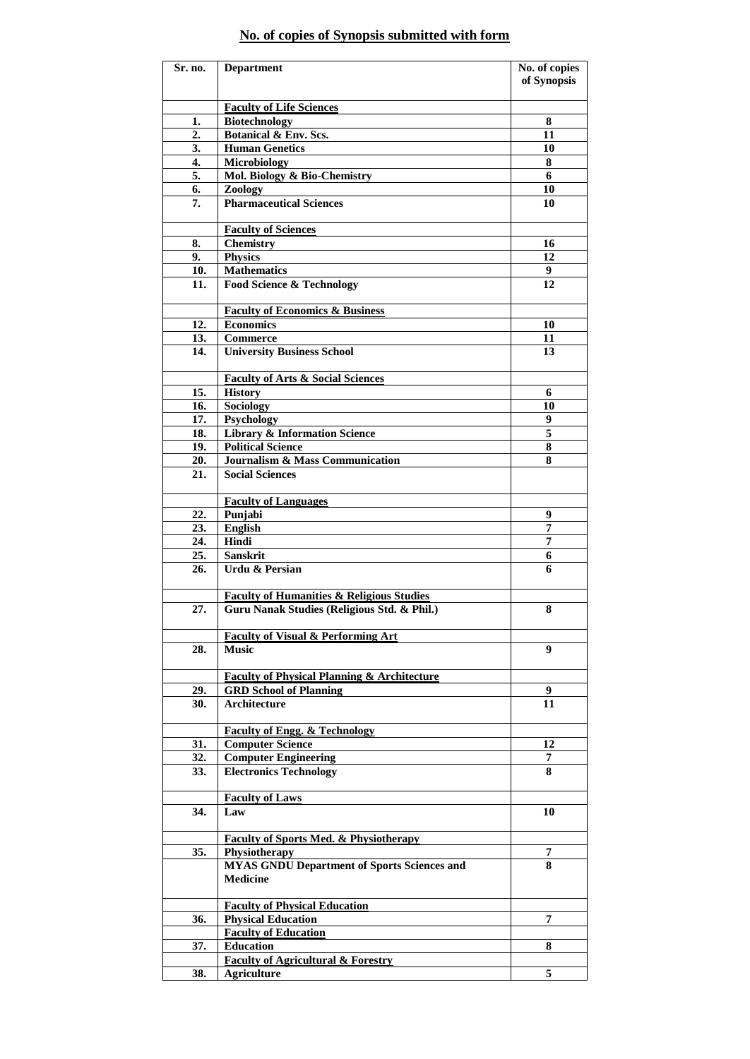## No. of copies of Synopsis submitted with form

| Sr. no. | Department | No. of copies of Synopsis |
|---|---|---|
| | **Faculty of Life Sciences** | |
| 1. | Biotechnology | 8 |
| 2. | Botanical & Env. Scs. | 11 |
| 3. | Human Genetics | 10 |
| 4. | Microbiology | 8 |
| 5. | Mol. Biology & Bio-Chemistry | 6 |
| 6. | Zoology | 10 |
| 7. | Pharmaceutical Sciences | 10 |
| | **Faculty of Sciences** | |
| 8. | Chemistry | 16 |
| 9. | Physics | 12 |
| 10. | Mathematics | 9 |
| 11. | Food Science & Technology | 12 |
| | **Faculty of Economics & Business** | |
| 12. | Economics | 10 |
| 13. | Commerce | 11 |
| 14. | University Business School | 13 |
| | **Faculty of Arts & Social Sciences** | |
| 15. | History | 6 |
| 16. | Sociology | 10 |
| 17. | Psychology | 9 |
| 18. | Library & Information Science | 5 |
| 19. | Political Science | 8 |
| 20. | Journalism & Mass Communication | 8 |
| 21. | Social Sciences | |
| | **Faculty of Languages** | |
| 22. | Punjabi | 9 |
| 23. | English | 7 |
| 24. | Hindi | 7 |
| 25. | Sanskrit | 6 |
| 26. | Urdu & Persian | 6 |
| | **Faculty of Humanities & Religious Studies** | |
| 27. | Guru Nanak Studies (Religious Std. & Phil.) | 8 |
| | **Faculty of Visual & Performing Art** | |
| 28. | Music | 9 |
| | **Faculty of Physical Planning & Architecture** | |
| 29. | GRD School of Planning | 9 |
| 30. | Architecture | 11 |
| | **Faculty of Engg. & Technology** | |
| 31. | Computer Science | 12 |
| 32. | Computer Engineering | 7 |
| 33. | Electronics Technology | 8 |
| | **Faculty of Laws** | |
| 34. | Law | 10 |
| | **Faculty of Sports Med. & Physiotherapy** | |
| 35. | Physiotherapy | 7 |
| | MYAS GNDU Department of Sports Sciences and Medicine | 8 |
| | **Faculty of Physical Education** | |
| 36. | Physical Education | 7 |
| | **Faculty of Education** | |
| 37. | Education | 8 |
| | **Faculty of Agricultural & Forestry** | |
| 38. | Agriculture | 5 |